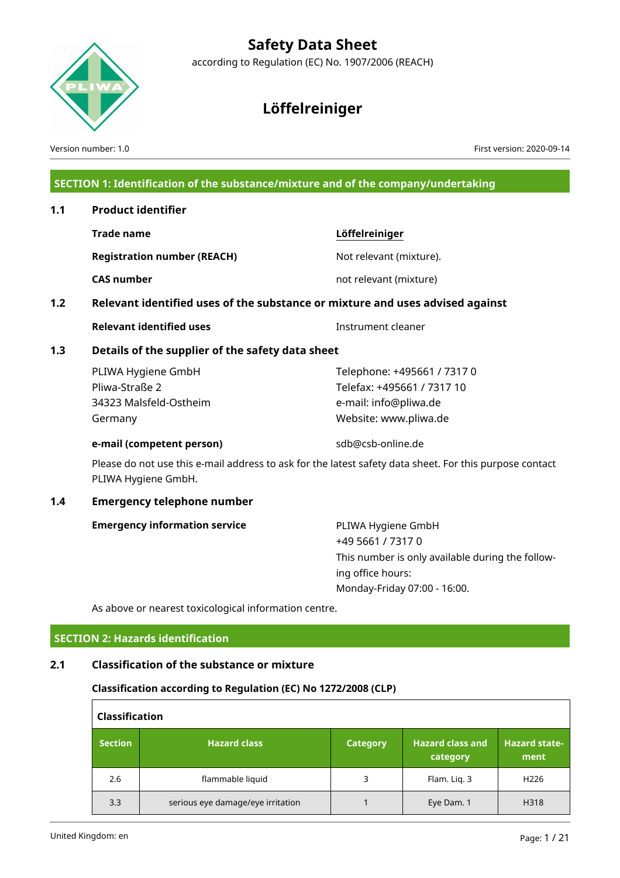# Safety Data Sheet

according to Regulation (EC) No. 1907/2006 (REACH)

# Löffelreiniger

Version number: 1.0

First version: 2020-09-14

## SECTION 1: Identification of the substance/mixture and of the company/undertaking

### 1.1 Product identifier

**Trade name** Löffelreiniger

**Registration number (REACH)** Not relevant (mixture).

**CAS number** not relevant (mixture)

### 1.2 Relevant identified uses of the substance or mixture and uses advised against

**Relevant identified uses** Instrument cleaner

### 1.3 Details of the supplier of the safety data sheet

PLIWA Hygiene GmbH
Pliwa-Straße 2
34323 Malsfeld-Ostheim
Germany

Telephone: +495661 / 7317 0
Telefax: +495661 / 7317 10
e-mail: info@pliwa.de
Website: www.pliwa.de

**e-mail (competent person)** sdb@csb-online.de

Please do not use this e-mail address to ask for the latest safety data sheet. For this purpose contact PLIWA Hygiene GmbH.

### 1.4 Emergency telephone number

**Emergency information service**

PLIWA Hygiene GmbH
+49 5661 / 7317 0
This number is only available during the following office hours:
Monday-Friday 07:00 - 16:00.

As above or nearest toxicological information centre.

## SECTION 2: Hazards identification

### 2.1 Classification of the substance or mixture

**Classification according to Regulation (EC) No 1272/2008 (CLP)**

**Classification**

| Section | Hazard class | Category | Hazard class and category | Hazard statement |
|---|---|---|---|---|
| 2.6 | flammable liquid | 3 | Flam. Liq. 3 | H226 |
| 3.3 | serious eye damage/eye irritation | 1 | Eye Dam. 1 | H318 |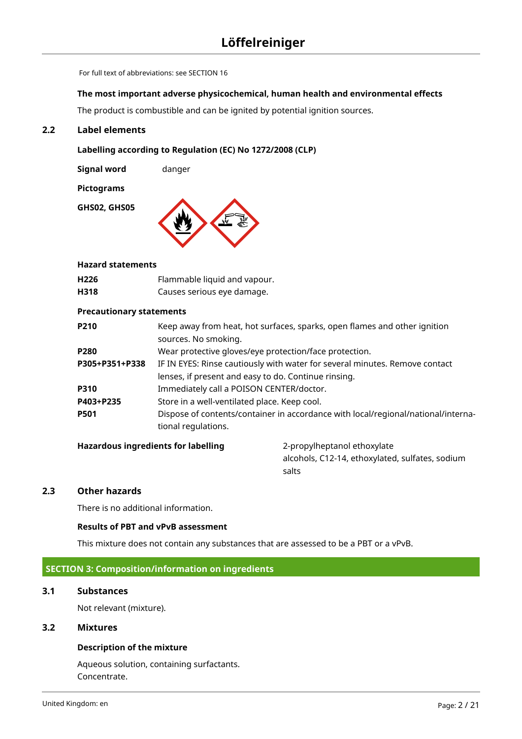For full text of abbreviations: see SECTION 16

**The most important adverse physicochemical, human health and environmental effects**

The product is combustible and can be ignited by potential ignition sources.

## 2.2 Label elements

**Labelling according to Regulation (EC) No 1272/2008 (CLP)**

**Signal word** danger

**Pictograms**

**GHS02, GHS05**

**Hazard statements**

| | |
|---|---|
| **H226** | Flammable liquid and vapour. |
| **H318** | Causes serious eye damage. |

**Precautionary statements**

| | |
|---|---|
| **P210** | Keep away from heat, hot surfaces, sparks, open flames and other ignition sources. No smoking. |
| **P280** | Wear protective gloves/eye protection/face protection. |
| **P305+P351+P338** | IF IN EYES: Rinse cautiously with water for several minutes. Remove contact lenses, if present and easy to do. Continue rinsing. |
| **P310** | Immediately call a POISON CENTER/doctor. |
| **P403+P235** | Store in a well-ventilated place. Keep cool. |
| **P501** | Dispose of contents/container in accordance with local/regional/national/international regulations. |

**Hazardous ingredients for labelling**

2-propylheptanol ethoxylate
alcohols, C12-14, ethoxylated, sulfates, sodium salts

## 2.3 Other hazards

There is no additional information.

**Results of PBT and vPvB assessment**

This mixture does not contain any substances that are assessed to be a PBT or a vPvB.

# SECTION 3: Composition/information on ingredients

## 3.1 Substances

Not relevant (mixture).

## 3.2 Mixtures

**Description of the mixture**

Aqueous solution, containing surfactants.
Concentrate.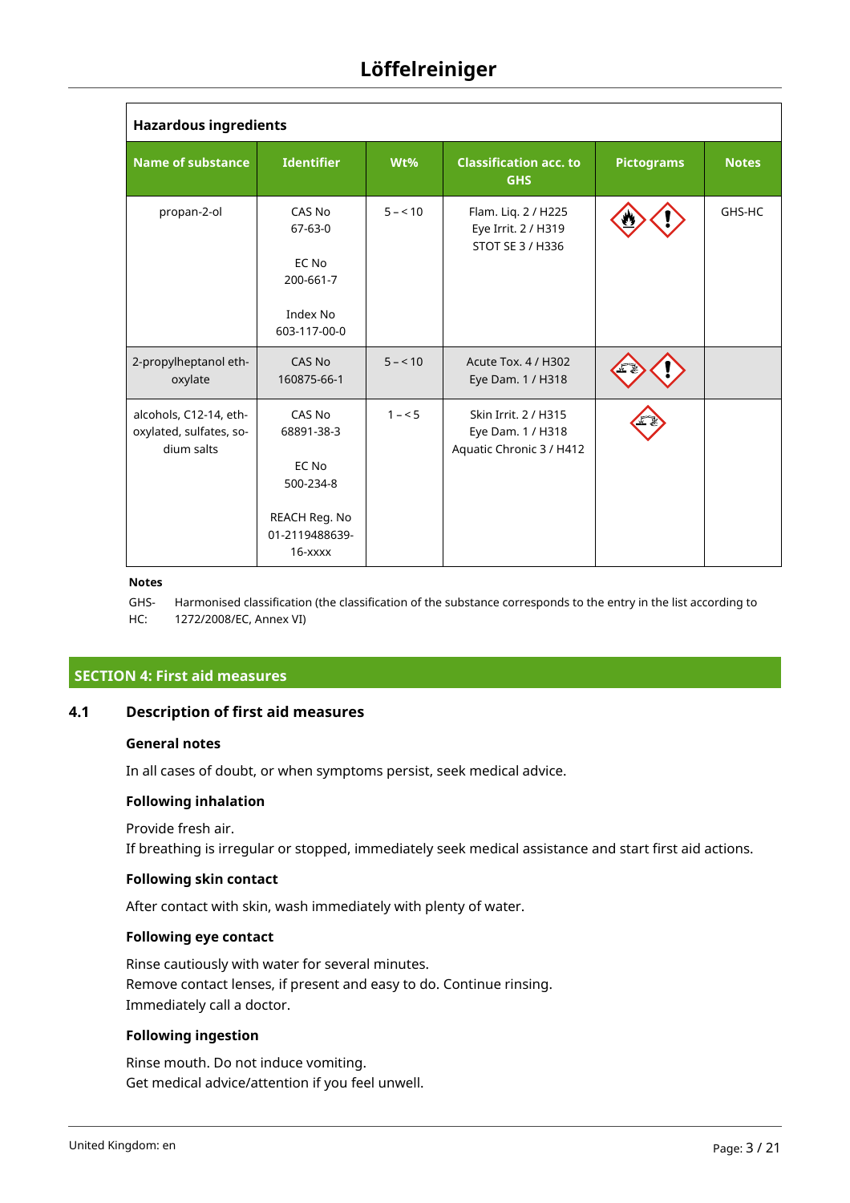| Hazardous ingredients | | | | | |
|---|---|---|---|---|---|
| **Name of substance** | **Identifier** | **Wt%** | **Classification acc. to GHS** | **Pictograms** | **Notes** |
| propan-2-ol | CAS No 67-63-0<br><br>EC No 200-661-7<br><br>Index No 603-117-00-0 | 5 – < 10 | Flam. Liq. 2 / H225<br>Eye Irrit. 2 / H319<br>STOT SE 3 / H336 | | GHS-HC |
| 2-propylheptanol ethoxylate | CAS No 160875-66-1 | 5 – < 10 | Acute Tox. 4 / H302<br>Eye Dam. 1 / H318 | | |
| alcohols, C12-14, ethoxylated, sulfates, sodium salts | CAS No 68891-38-3<br><br>EC No 500-234-8<br><br>REACH Reg. No 01-2119488639-16-xxxx | 1 – < 5 | Skin Irrit. 2 / H315<br>Eye Dam. 1 / H318<br>Aquatic Chronic 3 / H412 | | |

**Notes**

GHS-HC: Harmonised classification (the classification of the substance corresponds to the entry in the list according to 1272/2008/EC, Annex VI)

## SECTION 4: First aid measures

### 4.1 Description of first aid measures

**General notes**

In all cases of doubt, or when symptoms persist, seek medical advice.

**Following inhalation**

Provide fresh air.
If breathing is irregular or stopped, immediately seek medical assistance and start first aid actions.

**Following skin contact**

After contact with skin, wash immediately with plenty of water.

**Following eye contact**

Rinse cautiously with water for several minutes.
Remove contact lenses, if present and easy to do. Continue rinsing.
Immediately call a doctor.

**Following ingestion**

Rinse mouth. Do not induce vomiting.
Get medical advice/attention if you feel unwell.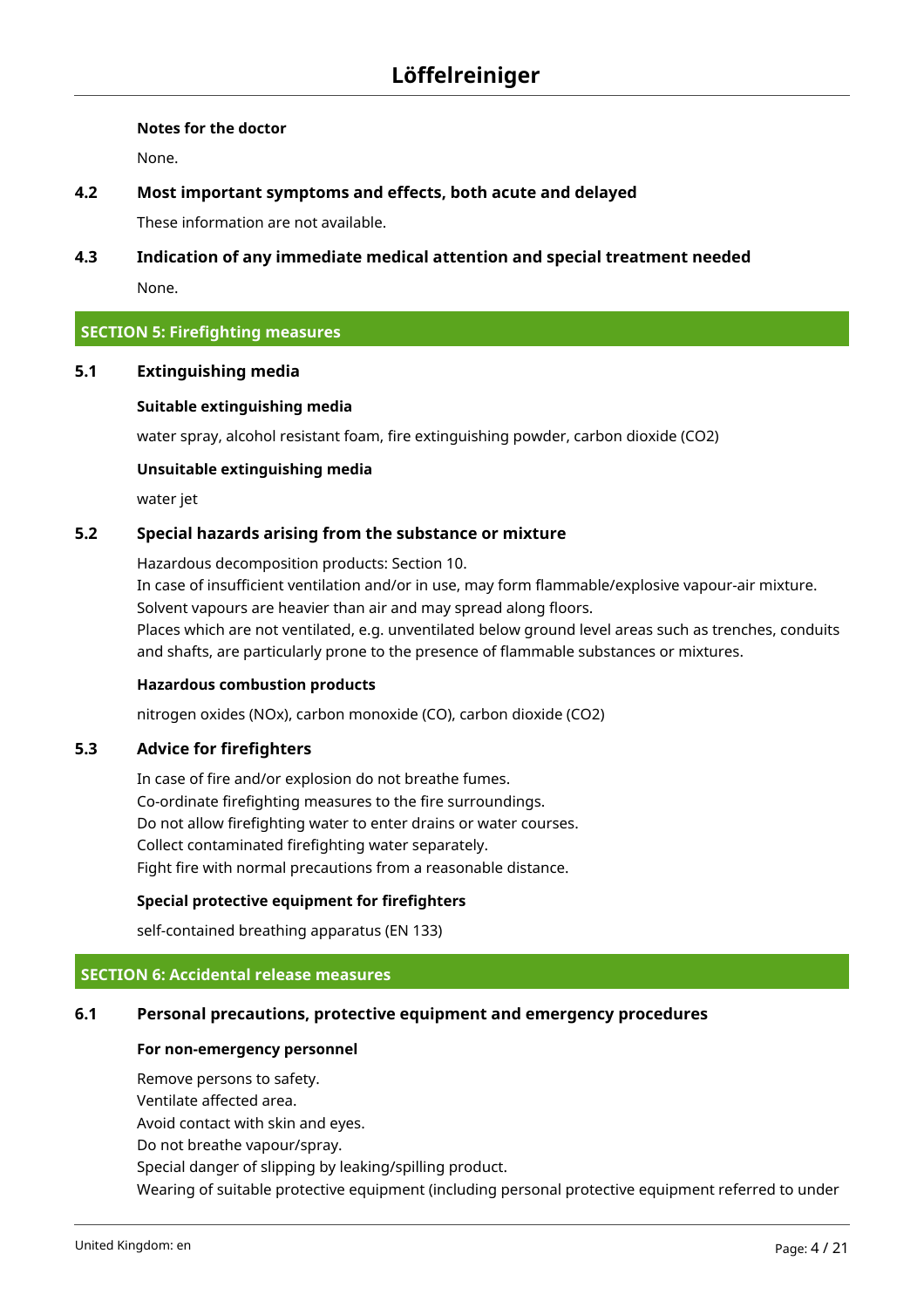**Notes for the doctor**

None.

### 4.2 Most important symptoms and effects, both acute and delayed

These information are not available.

### 4.3 Indication of any immediate medical attention and special treatment needed

None.

## SECTION 5: Firefighting measures

### 5.1 Extinguishing media

**Suitable extinguishing media**

water spray, alcohol resistant foam, fire extinguishing powder, carbon dioxide ($CO_2$)

**Unsuitable extinguishing media**

water jet

### 5.2 Special hazards arising from the substance or mixture

Hazardous decomposition products: Section 10.
In case of insufficient ventilation and/or in use, may form flammable/explosive vapour-air mixture.
Solvent vapours are heavier than air and may spread along floors.
Places which are not ventilated, e.g. unventilated below ground level areas such as trenches, conduits and shafts, are particularly prone to the presence of flammable substances or mixtures.

**Hazardous combustion products**

nitrogen oxides ($NO_x$), carbon monoxide (CO), carbon dioxide ($CO_2$)

### 5.3 Advice for firefighters

In case of fire and/or explosion do not breathe fumes.
Co-ordinate firefighting measures to the fire surroundings.
Do not allow firefighting water to enter drains or water courses.
Collect contaminated firefighting water separately.
Fight fire with normal precautions from a reasonable distance.

**Special protective equipment for firefighters**

self-contained breathing apparatus (EN 133)

## SECTION 6: Accidental release measures

### 6.1 Personal precautions, protective equipment and emergency procedures

**For non-emergency personnel**

Remove persons to safety.
Ventilate affected area.
Avoid contact with skin and eyes.
Do not breathe vapour/spray.
Special danger of slipping by leaking/spilling product.
Wearing of suitable protective equipment (including personal protective equipment referred to under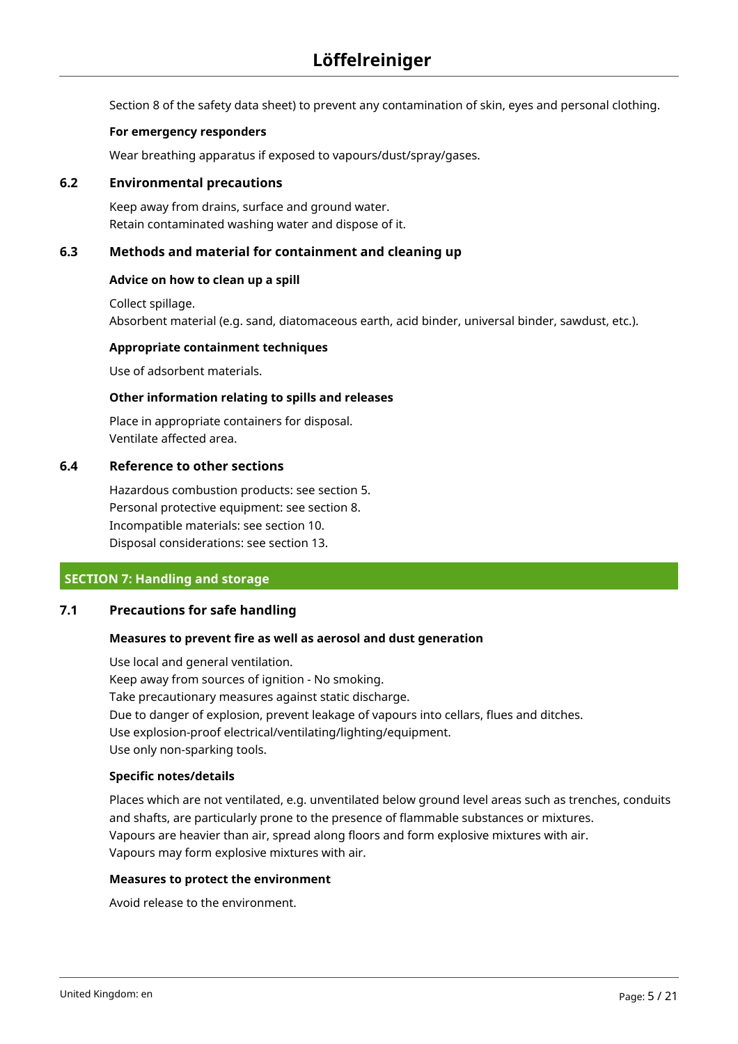Section 8 of the safety data sheet) to prevent any contamination of skin, eyes and personal clothing.

**For emergency responders**

Wear breathing apparatus if exposed to vapours/dust/spray/gases.

### 6.2 Environmental precautions

Keep away from drains, surface and ground water.
Retain contaminated washing water and dispose of it.

### 6.3 Methods and material for containment and cleaning up

**Advice on how to clean up a spill**

Collect spillage.
Absorbent material (e.g. sand, diatomaceous earth, acid binder, universal binder, sawdust, etc.).

**Appropriate containment techniques**

Use of adsorbent materials.

**Other information relating to spills and releases**

Place in appropriate containers for disposal.
Ventilate affected area.

### 6.4 Reference to other sections

Hazardous combustion products: see section 5.
Personal protective equipment: see section 8.
Incompatible materials: see section 10.
Disposal considerations: see section 13.

## SECTION 7: Handling and storage

### 7.1 Precautions for safe handling

**Measures to prevent fire as well as aerosol and dust generation**

Use local and general ventilation.
Keep away from sources of ignition - No smoking.
Take precautionary measures against static discharge.
Due to danger of explosion, prevent leakage of vapours into cellars, flues and ditches.
Use explosion-proof electrical/ventilating/lighting/equipment.
Use only non-sparking tools.

**Specific notes/details**

Places which are not ventilated, e.g. unventilated below ground level areas such as trenches, conduits and shafts, are particularly prone to the presence of flammable substances or mixtures.
Vapours are heavier than air, spread along floors and form explosive mixtures with air.
Vapours may form explosive mixtures with air.

**Measures to protect the environment**

Avoid release to the environment.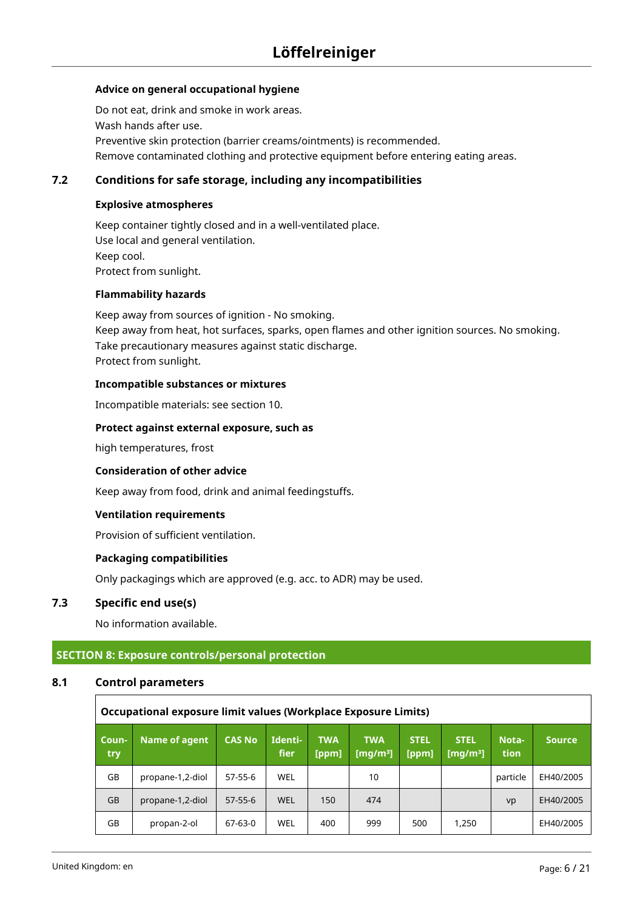#### Advice on general occupational hygiene

Do not eat, drink and smoke in work areas.
Wash hands after use.
Preventive skin protection (barrier creams/ointments) is recommended.
Remove contaminated clothing and protective equipment before entering eating areas.

### 7.2 Conditions for safe storage, including any incompatibilities

#### Explosive atmospheres

Keep container tightly closed and in a well-ventilated place.
Use local and general ventilation.
Keep cool.
Protect from sunlight.

#### Flammability hazards

Keep away from sources of ignition - No smoking.
Keep away from heat, hot surfaces, sparks, open flames and other ignition sources. No smoking.
Take precautionary measures against static discharge.
Protect from sunlight.

#### Incompatible substances or mixtures

Incompatible materials: see section 10.

#### Protect against external exposure, such as

high temperatures, frost

#### Consideration of other advice

Keep away from food, drink and animal feedingstuffs.

#### Ventilation requirements

Provision of sufficient ventilation.

#### Packaging compatibilities

Only packagings which are approved (e.g. acc. to ADR) may be used.

### 7.3 Specific end use(s)

No information available.

## SECTION 8: Exposure controls/personal protection

### 8.1 Control parameters

**Occupational exposure limit values (Workplace Exposure Limits)**

| Country | Name of agent | CAS No | Identifier | TWA [ppm] | TWA [mg/m³] | STEL [ppm] | STEL [mg/m³] | Notation | Source |
|---|---|---|---|---|---|---|---|---|---|
| GB | propane-1,2-diol | 57-55-6 | WEL | | 10 | | | particle | EH40/2005 |
| GB | propane-1,2-diol | 57-55-6 | WEL | 150 | 474 | | | vp | EH40/2005 |
| GB | propan-2-ol | 67-63-0 | WEL | 400 | 999 | 500 | 1,250 | | EH40/2005 |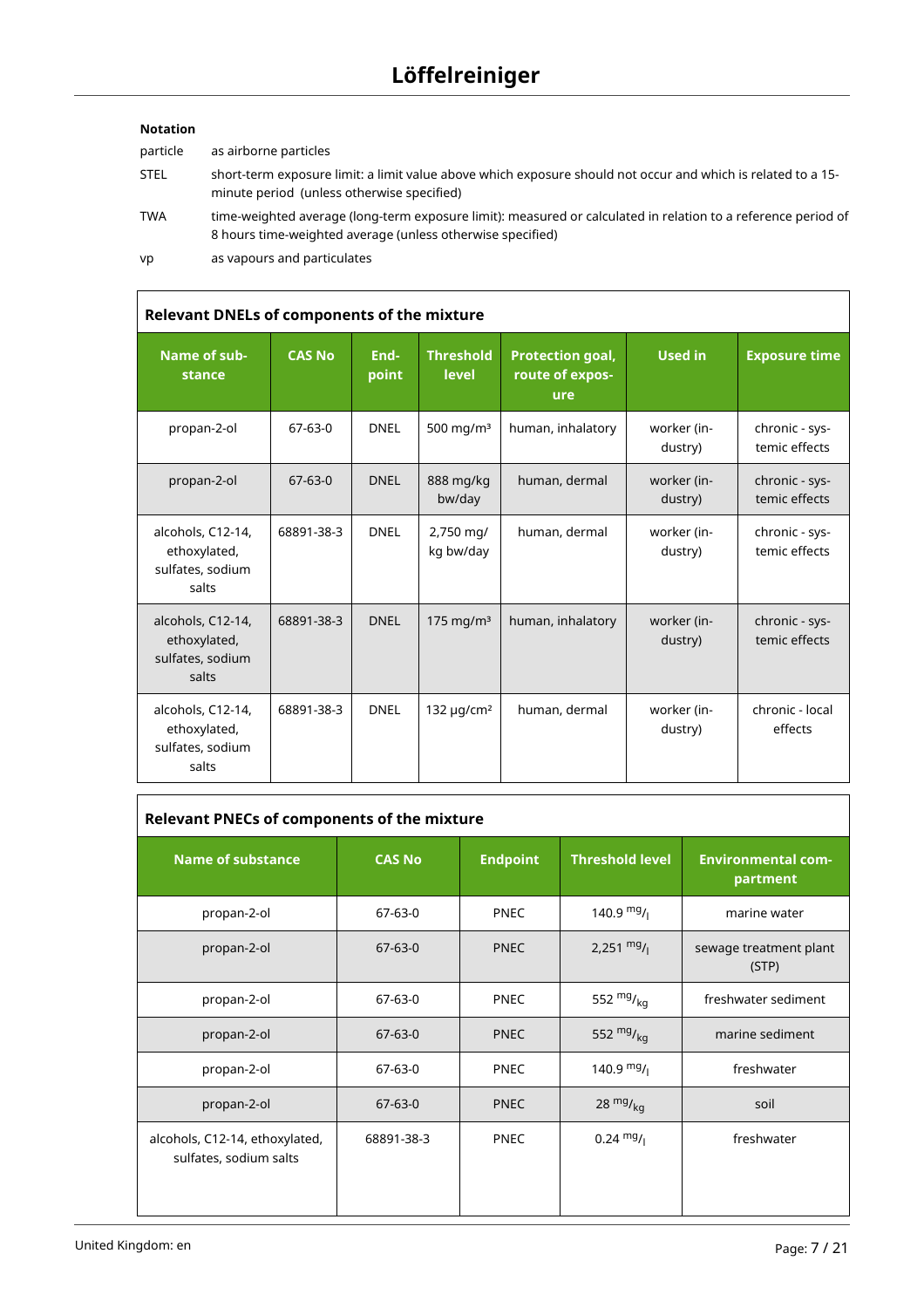**Notation**

| | |
|---|---|
| particle | as airborne particles |
| STEL | short-term exposure limit: a limit value above which exposure should not occur and which is related to a 15-minute period (unless otherwise specified) |
| TWA | time-weighted average (long-term exposure limit): measured or calculated in relation to a reference period of 8 hours time-weighted average (unless otherwise specified) |
| vp | as vapours and particulates |

**Relevant DNELs of components of the mixture**

| Name of substance | CAS No | Endpoint | Threshold level | Protection goal, route of exposure | Used in | Exposure time |
|---|---|---|---|---|---|---|
| propan-2-ol | 67-63-0 | DNEL | 500 mg/m³ | human, inhalatory | worker (industry) | chronic - systemic effects |
| propan-2-ol | 67-63-0 | DNEL | 888 mg/kg bw/day | human, dermal | worker (industry) | chronic - systemic effects |
| alcohols, C12-14, ethoxylated, sulfates, sodium salts | 68891-38-3 | DNEL | 2,750 mg/kg bw/day | human, dermal | worker (industry) | chronic - systemic effects |
| alcohols, C12-14, ethoxylated, sulfates, sodium salts | 68891-38-3 | DNEL | 175 mg/m³ | human, inhalatory | worker (industry) | chronic - systemic effects |
| alcohols, C12-14, ethoxylated, sulfates, sodium salts | 68891-38-3 | DNEL | 132 µg/cm² | human, dermal | worker (industry) | chronic - local effects |

**Relevant PNECs of components of the mixture**

| Name of substance | CAS No | Endpoint | Threshold level | Environmental compartment |
|---|---|---|---|---|
| propan-2-ol | 67-63-0 | PNEC | 140.9 mg/l | marine water |
| propan-2-ol | 67-63-0 | PNEC | 2,251 mg/l | sewage treatment plant (STP) |
| propan-2-ol | 67-63-0 | PNEC | 552 mg/kg | freshwater sediment |
| propan-2-ol | 67-63-0 | PNEC | 552 mg/kg | marine sediment |
| propan-2-ol | 67-63-0 | PNEC | 140.9 mg/l | freshwater |
| propan-2-ol | 67-63-0 | PNEC | 28 mg/kg | soil |
| alcohols, C12-14, ethoxylated, sulfates, sodium salts | 68891-38-3 | PNEC | 0.24 mg/l | freshwater |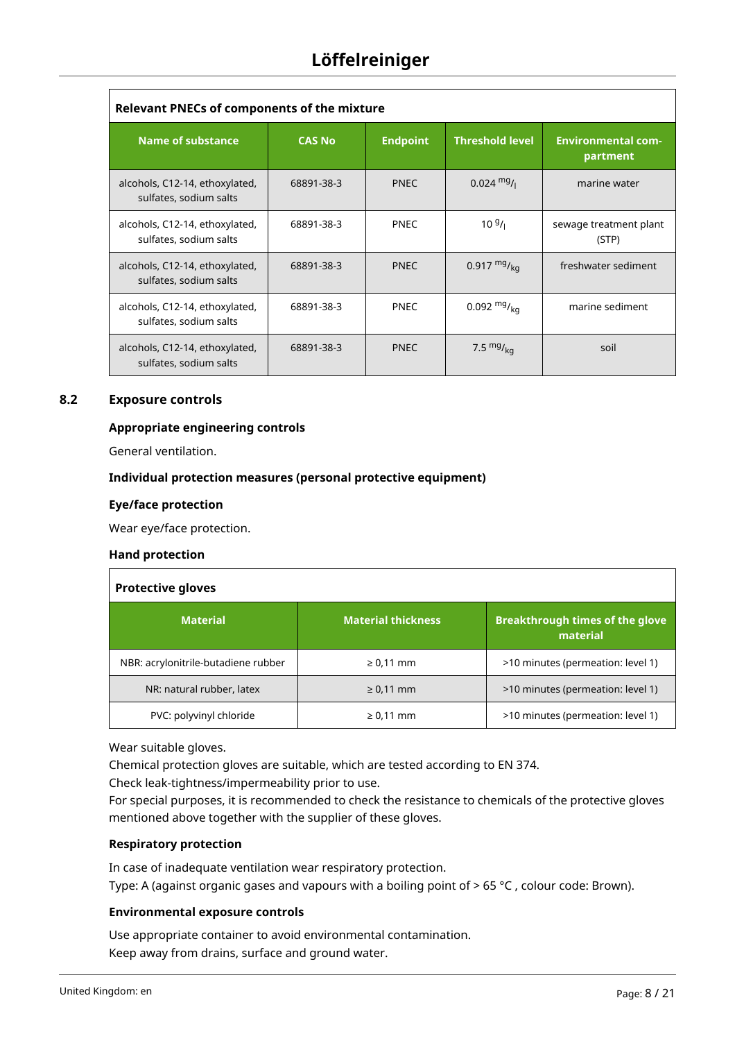| Relevant PNECs of components of the mixture | | | | |
|---|---|---|---|---|
| **Name of substance** | **CAS No** | **Endpoint** | **Threshold level** | **Environmental compartment** |
| alcohols, C12-14, ethoxylated, sulfates, sodium salts | 68891-38-3 | PNEC | 0.024 $^{mg}/_{l}$ | marine water |
| alcohols, C12-14, ethoxylated, sulfates, sodium salts | 68891-38-3 | PNEC | 10 $^{g}/_{l}$ | sewage treatment plant (STP) |
| alcohols, C12-14, ethoxylated, sulfates, sodium salts | 68891-38-3 | PNEC | 0.917 $^{mg}/_{kg}$ | freshwater sediment |
| alcohols, C12-14, ethoxylated, sulfates, sodium salts | 68891-38-3 | PNEC | 0.092 $^{mg}/_{kg}$ | marine sediment |
| alcohols, C12-14, ethoxylated, sulfates, sodium salts | 68891-38-3 | PNEC | 7.5 $^{mg}/_{kg}$ | soil |

## 8.2 Exposure controls

**Appropriate engineering controls**

General ventilation.

**Individual protection measures (personal protective equipment)**

**Eye/face protection**

Wear eye/face protection.

**Hand protection**

| Protective gloves | | |
|---|---|---|
| **Material** | **Material thickness** | **Breakthrough times of the glove material** |
| NBR: acrylonitrile-butadiene rubber | ≥ 0,11 mm | >10 minutes (permeation: level 1) |
| NR: natural rubber, latex | ≥ 0,11 mm | >10 minutes (permeation: level 1) |
| PVC: polyvinyl chloride | ≥ 0,11 mm | >10 minutes (permeation: level 1) |

Wear suitable gloves.
Chemical protection gloves are suitable, which are tested according to EN 374.
Check leak-tightness/impermeability prior to use.
For special purposes, it is recommended to check the resistance to chemicals of the protective gloves mentioned above together with the supplier of these gloves.

**Respiratory protection**

In case of inadequate ventilation wear respiratory protection.
Type: A (against organic gases and vapours with a boiling point of > 65 °C , colour code: Brown).

**Environmental exposure controls**

Use appropriate container to avoid environmental contamination.
Keep away from drains, surface and ground water.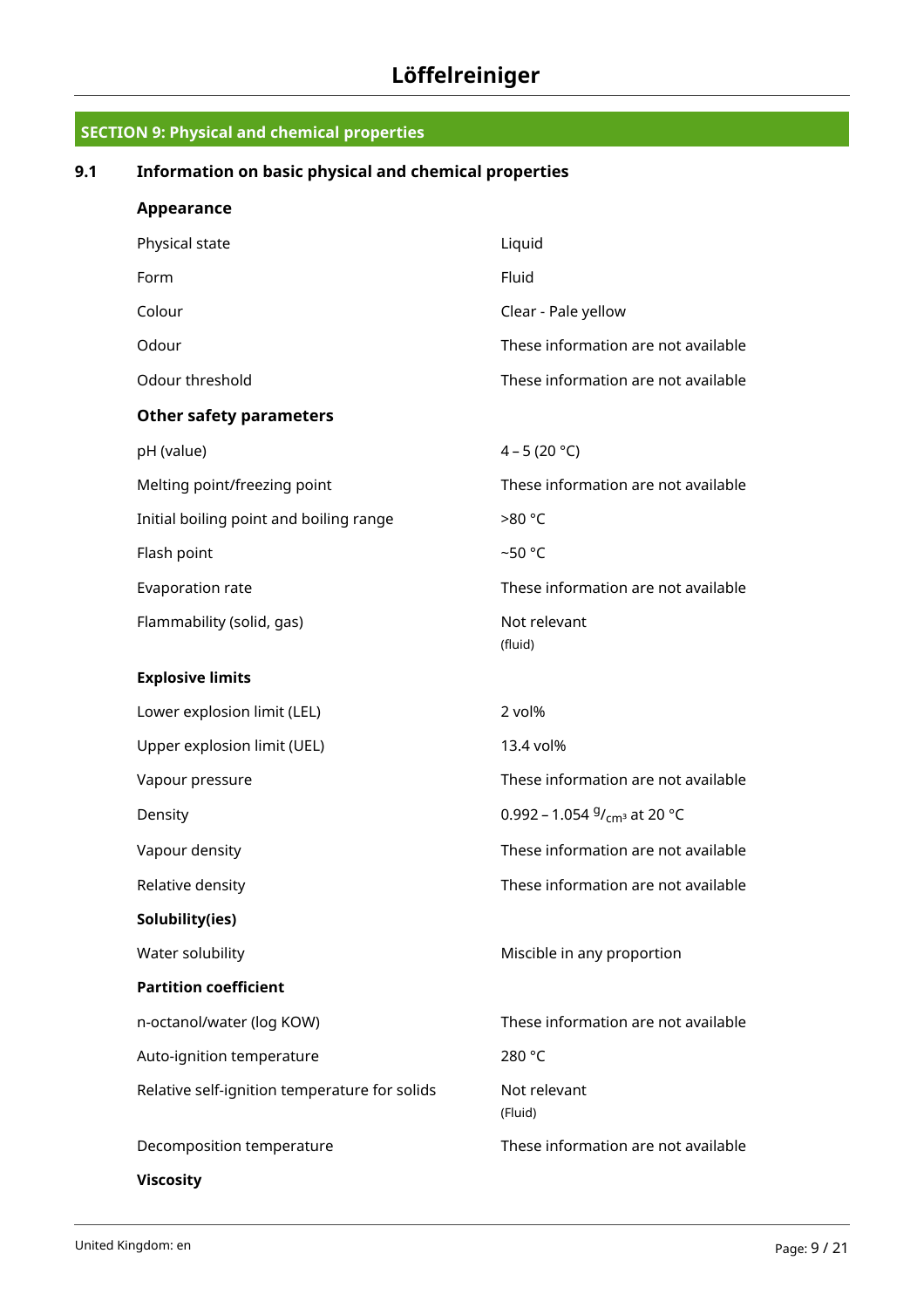## SECTION 9: Physical and chemical properties

### 9.1 Information on basic physical and chemical properties

**Appearance**

| | |
|---|---|
| Physical state | Liquid |
| Form | Fluid |
| Colour | Clear - Pale yellow |
| Odour | These information are not available |
| Odour threshold | These information are not available |

**Other safety parameters**

| | |
|---|---|
| pH (value) | 4 – 5 (20 °C) |
| Melting point/freezing point | These information are not available |
| Initial boiling point and boiling range | >80 °C |
| Flash point | ~50 °C |
| Evaporation rate | These information are not available |
| Flammability (solid, gas) | Not relevant (fluid) |

**Explosive limits**

| | |
|---|---|
| Lower explosion limit (LEL) | 2 vol% |
| Upper explosion limit (UEL) | 13.4 vol% |
| Vapour pressure | These information are not available |
| Density | 0.992 – 1.054 $^{g}/_{cm^3}$ at 20 °C |
| Vapour density | These information are not available |
| Relative density | These information are not available |

**Solubility(ies)**

| | |
|---|---|
| Water solubility | Miscible in any proportion |

**Partition coefficient**

| | |
|---|---|
| n-octanol/water (log KOW) | These information are not available |
| Auto-ignition temperature | 280 °C |
| Relative self-ignition temperature for solids | Not relevant (Fluid) |
| Decomposition temperature | These information are not available |

**Viscosity**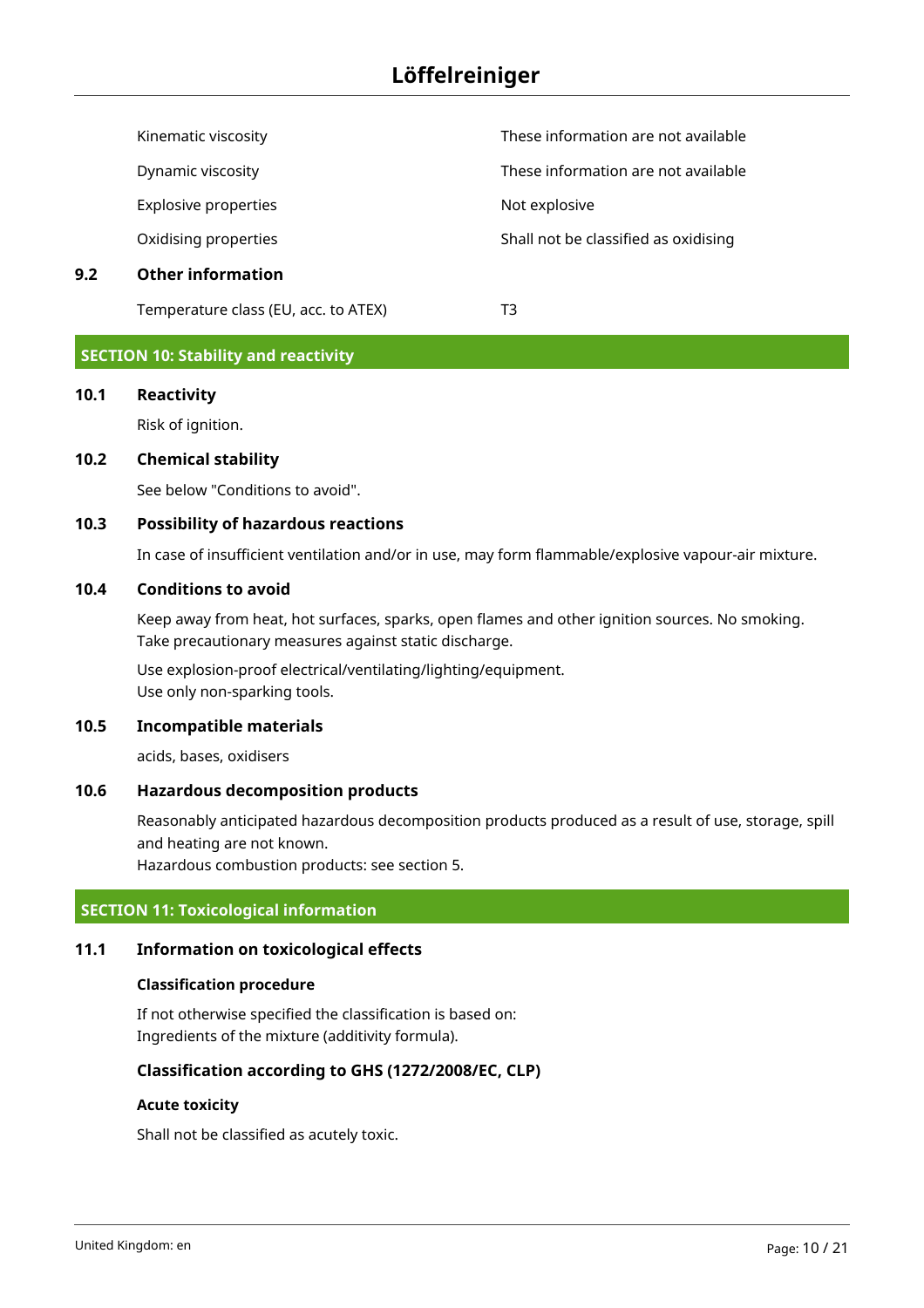| | |
|---|---|
| Kinematic viscosity | These information are not available |
| Dynamic viscosity | These information are not available |
| Explosive properties | Not explosive |
| Oxidising properties | Shall not be classified as oxidising |

### 9.2 Other information

| | |
|---|---|
| Temperature class (EU, acc. to ATEX) | T3 |

## SECTION 10: Stability and reactivity

### 10.1 Reactivity

Risk of ignition.

### 10.2 Chemical stability

See below "Conditions to avoid".

### 10.3 Possibility of hazardous reactions

In case of insufficient ventilation and/or in use, may form flammable/explosive vapour-air mixture.

### 10.4 Conditions to avoid

Keep away from heat, hot surfaces, sparks, open flames and other ignition sources. No smoking.
Take precautionary measures against static discharge.

Use explosion-proof electrical/ventilating/lighting/equipment.
Use only non-sparking tools.

### 10.5 Incompatible materials

acids, bases, oxidisers

### 10.6 Hazardous decomposition products

Reasonably anticipated hazardous decomposition products produced as a result of use, storage, spill and heating are not known.
Hazardous combustion products: see section 5.

## SECTION 11: Toxicological information

### 11.1 Information on toxicological effects

**Classification procedure**

If not otherwise specified the classification is based on:
Ingredients of the mixture (additivity formula).

**Classification according to GHS (1272/2008/EC, CLP)**

**Acute toxicity**

Shall not be classified as acutely toxic.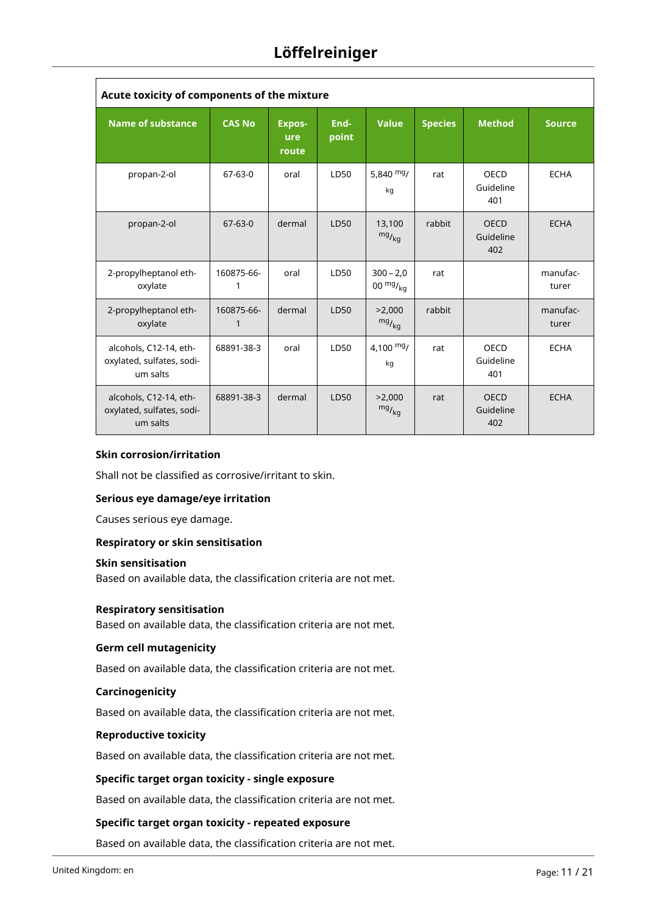### Acute toxicity of components of the mixture

| Name of substance | CAS No | Exposure route | Endpoint | Value | Species | Method | Source |
|---|---|---|---|---|---|---|---|
| propan-2-ol | 67-63-0 | oral | LD50 | 5,840 mg/kg | rat | OECD Guideline 401 | ECHA |
| propan-2-ol | 67-63-0 | dermal | LD50 | 13,100 mg/kg | rabbit | OECD Guideline 402 | ECHA |
| 2-propylheptanol ethoxylate | 160875-66-1 | oral | LD50 | 300 – 2,000 mg/kg | rat | | manufacturer |
| 2-propylheptanol ethoxylate | 160875-66-1 | dermal | LD50 | >2,000 mg/kg | rabbit | | manufacturer |
| alcohols, C12-14, ethoxylated, sulfates, sodium salts | 68891-38-3 | oral | LD50 | 4,100 mg/kg | rat | OECD Guideline 401 | ECHA |
| alcohols, C12-14, ethoxylated, sulfates, sodium salts | 68891-38-3 | dermal | LD50 | >2,000 mg/kg | rat | OECD Guideline 402 | ECHA |

**Skin corrosion/irritation**

Shall not be classified as corrosive/irritant to skin.

**Serious eye damage/eye irritation**

Causes serious eye damage.

**Respiratory or skin sensitisation**

**Skin sensitisation**

Based on available data, the classification criteria are not met.

**Respiratory sensitisation**

Based on available data, the classification criteria are not met.

**Germ cell mutagenicity**

Based on available data, the classification criteria are not met.

**Carcinogenicity**

Based on available data, the classification criteria are not met.

**Reproductive toxicity**

Based on available data, the classification criteria are not met.

**Specific target organ toxicity - single exposure**

Based on available data, the classification criteria are not met.

**Specific target organ toxicity - repeated exposure**

Based on available data, the classification criteria are not met.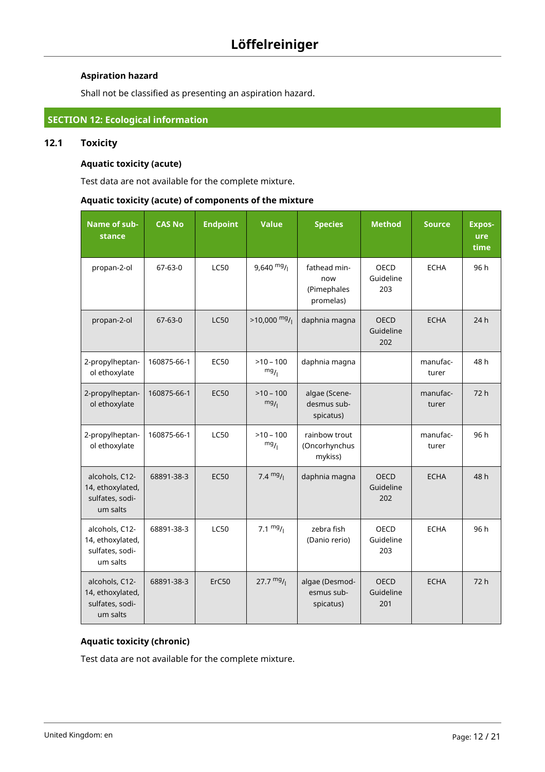### Aspiration hazard

Shall not be classified as presenting an aspiration hazard.

## SECTION 12: Ecological information

### 12.1 Toxicity

#### Aquatic toxicity (acute)

Test data are not available for the complete mixture.

#### Aquatic toxicity (acute) of components of the mixture

| Name of substance | CAS No | Endpoint | Value | Species | Method | Source | Exposure time |
|---|---|---|---|---|---|---|---|
| propan-2-ol | 67-63-0 | LC50 | 9,640 mg/l | fathead minnow (Pimephales promelas) | OECD Guideline 203 | ECHA | 96 h |
| propan-2-ol | 67-63-0 | LC50 | >10,000 mg/l | daphnia magna | OECD Guideline 202 | ECHA | 24 h |
| 2-propylheptanol ethoxylate | 160875-66-1 | EC50 | >10 – 100 mg/l | daphnia magna | | manufacturer | 48 h |
| 2-propylheptanol ethoxylate | 160875-66-1 | EC50 | >10 – 100 mg/l | algae (Scenedesmus subspicatus) | | manufacturer | 72 h |
| 2-propylheptanol ethoxylate | 160875-66-1 | LC50 | >10 – 100 mg/l | rainbow trout (Oncorhynchus mykiss) | | manufacturer | 96 h |
| alcohols, C12-14, ethoxylated, sulfates, sodium salts | 68891-38-3 | EC50 | 7.4 mg/l | daphnia magna | OECD Guideline 202 | ECHA | 48 h |
| alcohols, C12-14, ethoxylated, sulfates, sodium salts | 68891-38-3 | LC50 | 7.1 mg/l | zebra fish (Danio rerio) | OECD Guideline 203 | ECHA | 96 h |
| alcohols, C12-14, ethoxylated, sulfates, sodium salts | 68891-38-3 | ErC50 | 27.7 mg/l | algae (Desmodesmus subspicatus) | OECD Guideline 201 | ECHA | 72 h |

#### Aquatic toxicity (chronic)

Test data are not available for the complete mixture.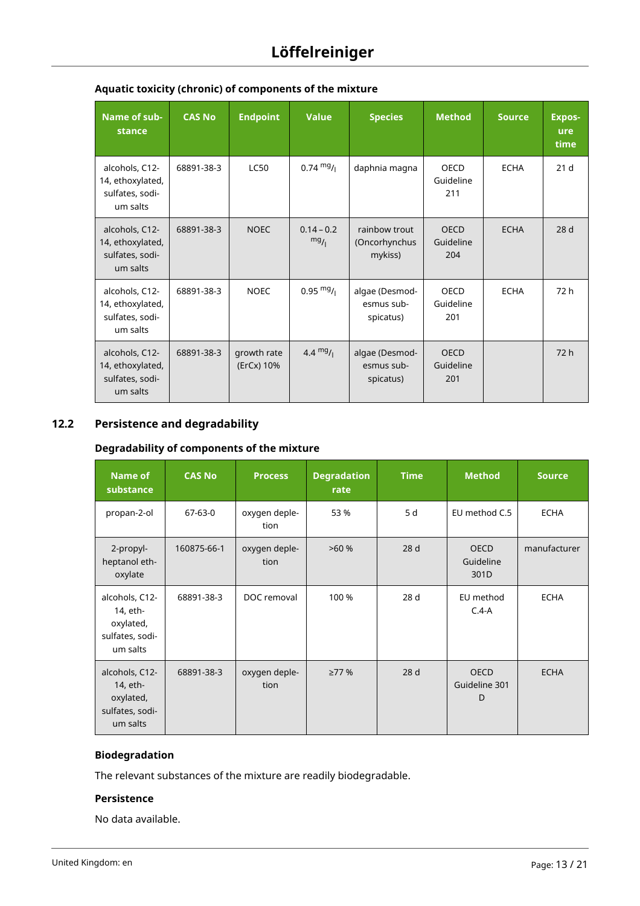#### Aquatic toxicity (chronic) of components of the mixture

| Name of substance | CAS No | Endpoint | Value | Species | Method | Source | Exposure time |
|---|---|---|---|---|---|---|---|
| alcohols, C12-14, ethoxylated, sulfates, sodium salts | 68891-38-3 | LC50 | 0.74 $^{mg}/_{l}$ | daphnia magna | OECD Guideline 211 | ECHA | 21 d |
| alcohols, C12-14, ethoxylated, sulfates, sodium salts | 68891-38-3 | NOEC | 0.14 – 0.2 $^{mg}/_{l}$ | rainbow trout (Oncorhynchus mykiss) | OECD Guideline 204 | ECHA | 28 d |
| alcohols, C12-14, ethoxylated, sulfates, sodium salts | 68891-38-3 | NOEC | 0.95 $^{mg}/_{l}$ | algae (Desmodesmus subspicatus) | OECD Guideline 201 | ECHA | 72 h |
| alcohols, C12-14, ethoxylated, sulfates, sodium salts | 68891-38-3 | growth rate (ErCx) 10% | 4.4 $^{mg}/_{l}$ | algae (Desmodesmus subspicatus) | OECD Guideline 201 | | 72 h |

### 12.2 Persistence and degradability

#### Degradability of components of the mixture

| Name of substance | CAS No | Process | Degradation rate | Time | Method | Source |
|---|---|---|---|---|---|---|
| propan-2-ol | 67-63-0 | oxygen depletion | 53 % | 5 d | EU method C.5 | ECHA |
| 2-propylheptanol ethoxylate | 160875-66-1 | oxygen depletion | >60 % | 28 d | OECD Guideline 301D | manufacturer |
| alcohols, C12-14, ethoxylated, sulfates, sodium salts | 68891-38-3 | DOC removal | 100 % | 28 d | EU method C.4-A | ECHA |
| alcohols, C12-14, ethoxylated, sulfates, sodium salts | 68891-38-3 | oxygen depletion | ≥77 % | 28 d | OECD Guideline 301 D | ECHA |

#### Biodegradation

The relevant substances of the mixture are readily biodegradable.

#### Persistence

No data available.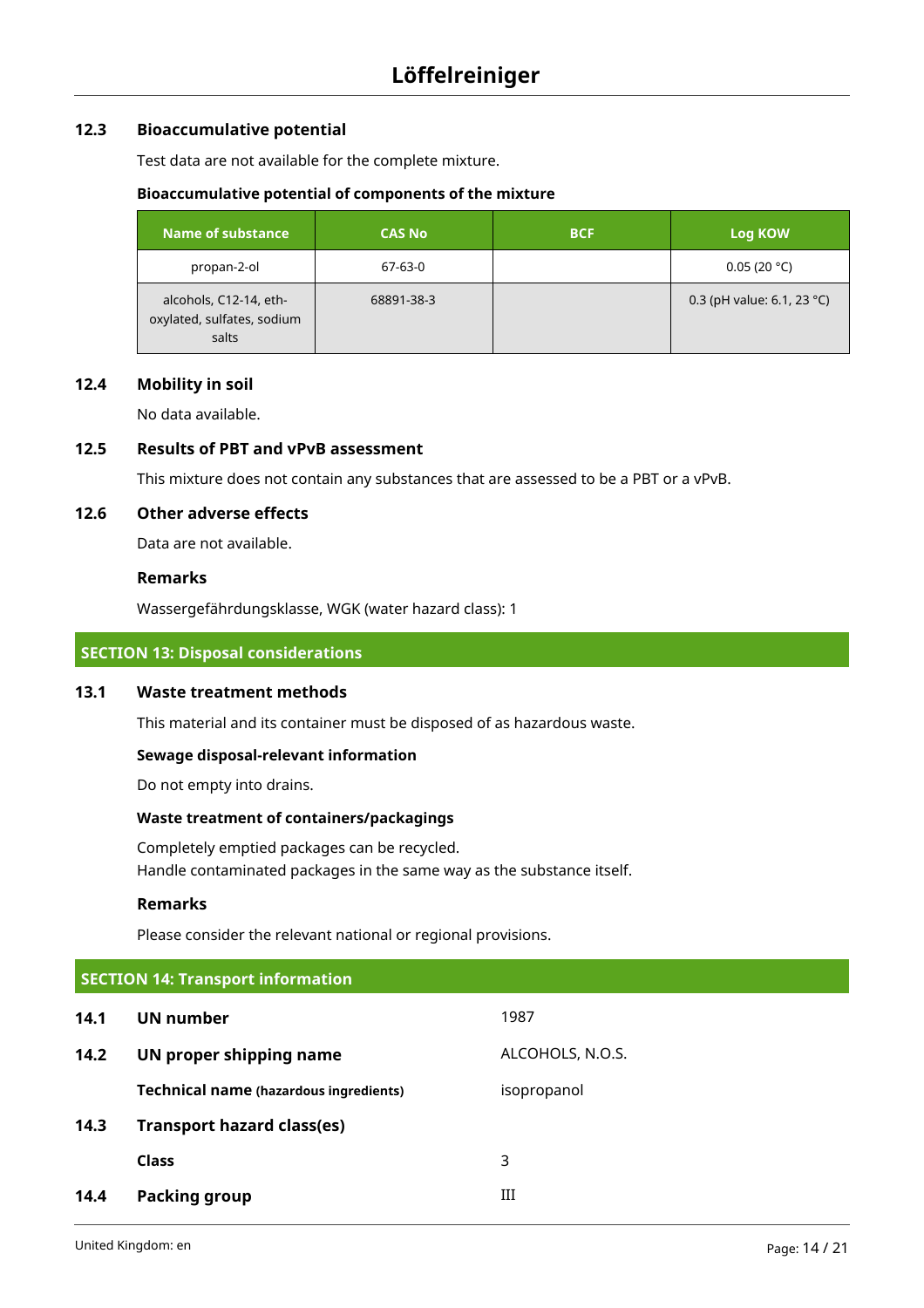### 12.3 Bioaccumulative potential

Test data are not available for the complete mixture.

**Bioaccumulative potential of components of the mixture**

| Name of substance | CAS No | BCF | Log KOW |
|---|---|---|---|
| propan-2-ol | 67-63-0 | | 0.05 (20 °C) |
| alcohols, C12-14, ethoxylated, sulfates, sodium salts | 68891-38-3 | | 0.3 (pH value: 6.1, 23 °C) |

### 12.4 Mobility in soil

No data available.

### 12.5 Results of PBT and vPvB assessment

This mixture does not contain any substances that are assessed to be a PBT or a vPvB.

### 12.6 Other adverse effects

Data are not available.

**Remarks**

Wassergefährdungsklasse, WGK (water hazard class): 1

## SECTION 13: Disposal considerations

### 13.1 Waste treatment methods

This material and its container must be disposed of as hazardous waste.

**Sewage disposal-relevant information**

Do not empty into drains.

**Waste treatment of containers/packagings**

Completely emptied packages can be recycled.
Handle contaminated packages in the same way as the substance itself.

**Remarks**

Please consider the relevant national or regional provisions.

## SECTION 14: Transport information

| | | |
|---|---|---|
| **14.1** | **UN number** | 1987 |
| **14.2** | **UN proper shipping name** | ALCOHOLS, N.O.S. |
| | **Technical name** (hazardous ingredients) | isopropanol |
| **14.3** | **Transport hazard class(es)** | |
| | **Class** | 3 |
| **14.4** | **Packing group** | III |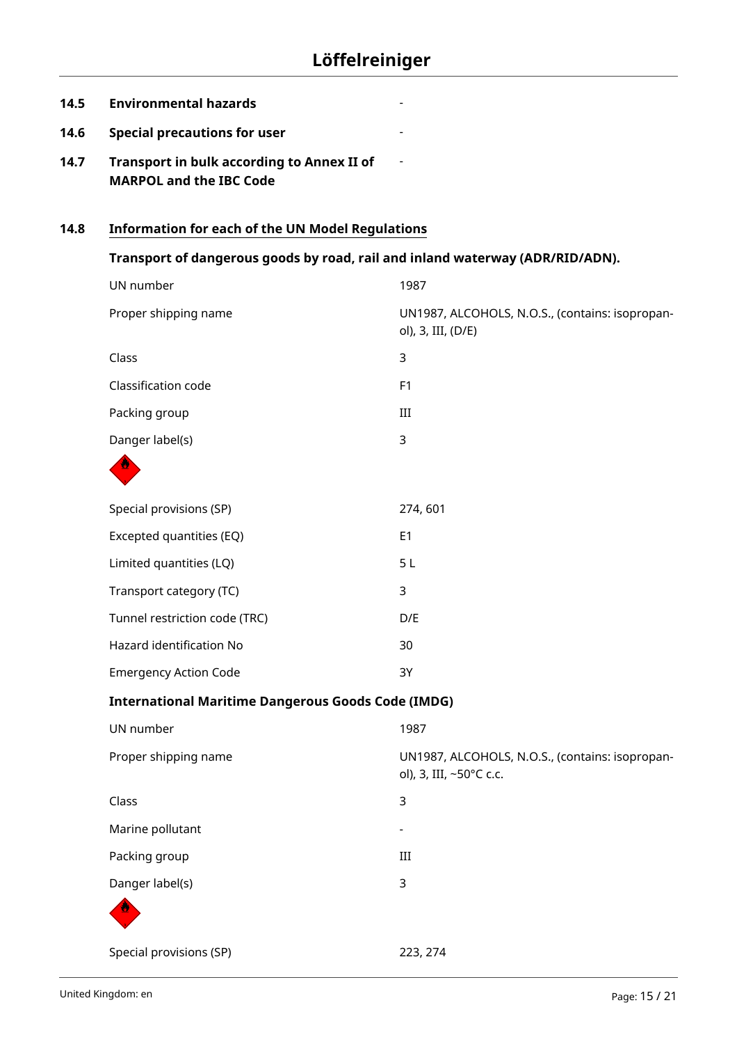| | | |
|---|---|---|
| **14.5** | **Environmental hazards** | - |
| **14.6** | **Special precautions for user** | - |
| **14.7** | **Transport in bulk according to Annex II of MARPOL and the IBC Code** | - |

## 14.8 Information for each of the UN Model Regulations

**Transport of dangerous goods by road, rail and inland waterway (ADR/RID/ADN).**

| | |
|---|---|
| UN number | 1987 |
| Proper shipping name | UN1987, ALCOHOLS, N.O.S., (contains: isopropanol), 3, III, (D/E) |
| Class | 3 |
| Classification code | F1 |
| Packing group | III |
| Danger label(s) | 3 |
| Special provisions (SP) | 274, 601 |
| Excepted quantities (EQ) | E1 |
| Limited quantities (LQ) | 5 L |
| Transport category (TC) | 3 |
| Tunnel restriction code (TRC) | D/E |
| Hazard identification No | 30 |
| Emergency Action Code | 3Y |

**International Maritime Dangerous Goods Code (IMDG)**

| | |
|---|---|
| UN number | 1987 |
| Proper shipping name | UN1987, ALCOHOLS, N.O.S., (contains: isopropanol), 3, III, ~50°C c.c. |
| Class | 3 |
| Marine pollutant | - |
| Packing group | III |
| Danger label(s) | 3 |
| Special provisions (SP) | 223, 274 |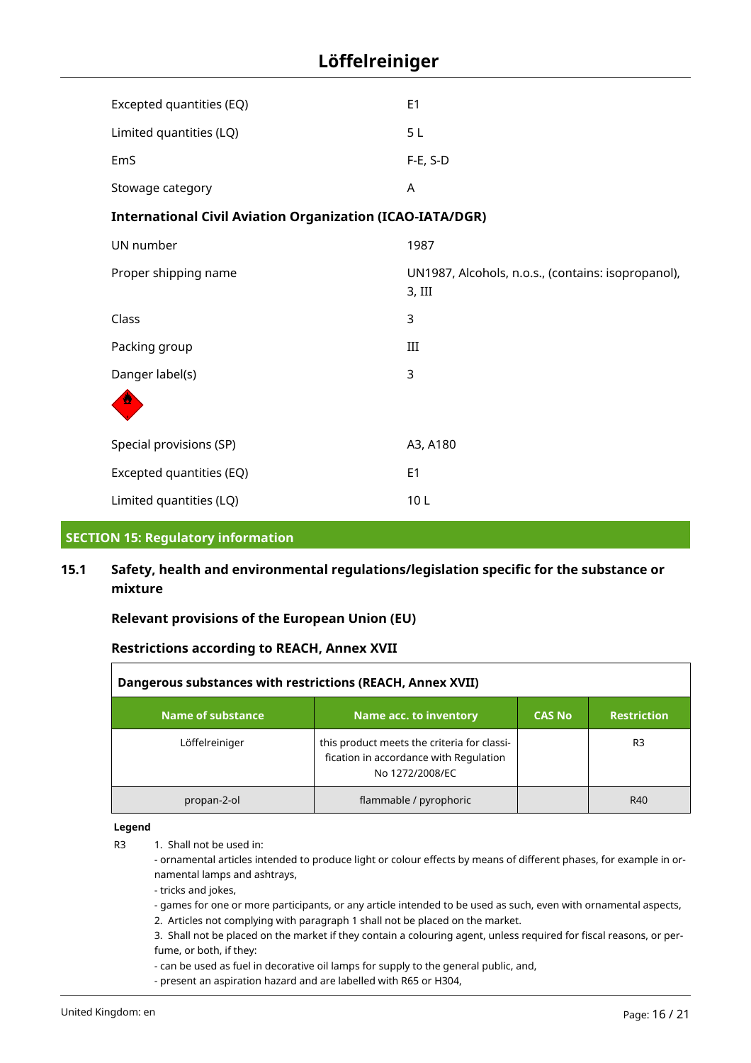| | |
|---|---|
| Excepted quantities (EQ) | E1 |
| Limited quantities (LQ) | 5 L |
| EmS | F-E, S-D |
| Stowage category | A |

**International Civil Aviation Organization (ICAO-IATA/DGR)**

| | |
|---|---|
| UN number | 1987 |
| Proper shipping name | UN1987, Alcohols, n.o.s., (contains: isopropanol), 3, III |
| Class | 3 |
| Packing group | III |
| Danger label(s) | 3 |
| Special provisions (SP) | A3, A180 |
| Excepted quantities (EQ) | E1 |
| Limited quantities (LQ) | 10 L |

## SECTION 15: Regulatory information

### 15.1 Safety, health and environmental regulations/legislation specific for the substance or mixture

**Relevant provisions of the European Union (EU)**

**Restrictions according to REACH, Annex XVII**

**Dangerous substances with restrictions (REACH, Annex XVII)**

| Name of substance | Name acc. to inventory | CAS No | Restriction |
|---|---|---|---|
| Löffelreiniger | this product meets the criteria for classification in accordance with Regulation No 1272/2008/EC | | R3 |
| propan-2-ol | flammable / pyrophoric | | R40 |

**Legend**

R3 1. Shall not be used in:
- ornamental articles intended to produce light or colour effects by means of different phases, for example in ornamental lamps and ashtrays,
- tricks and jokes,
- games for one or more participants, or any article intended to be used as such, even with ornamental aspects,
2. Articles not complying with paragraph 1 shall not be placed on the market.
3. Shall not be placed on the market if they contain a colouring agent, unless required for fiscal reasons, or perfume, or both, if they:
- can be used as fuel in decorative oil lamps for supply to the general public, and,
- present an aspiration hazard and are labelled with R65 or H304,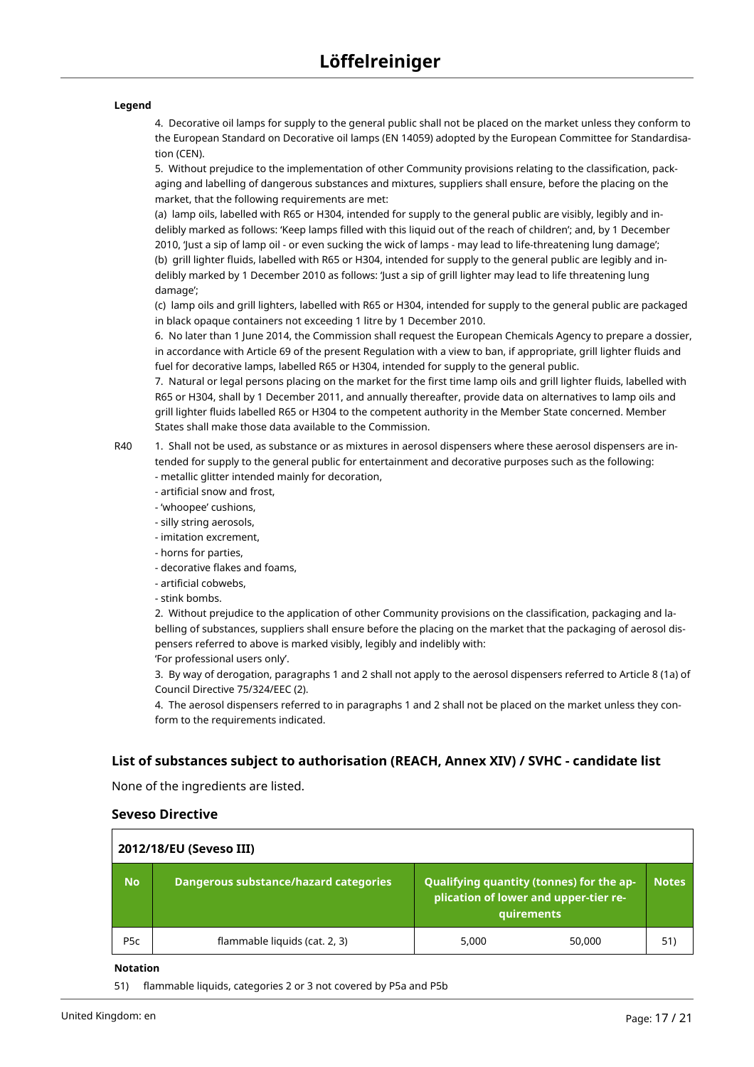**Legend**

4. Decorative oil lamps for supply to the general public shall not be placed on the market unless they conform to the European Standard on Decorative oil lamps (EN 14059) adopted by the European Committee for Standardisation (CEN).
5. Without prejudice to the implementation of other Community provisions relating to the classification, packaging and labelling of dangerous substances and mixtures, suppliers shall ensure, before the placing on the market, that the following requirements are met:
(a) lamp oils, labelled with R65 or H304, intended for supply to the general public are visibly, legibly and indelibly marked as follows: 'Keep lamps filled with this liquid out of the reach of children'; and, by 1 December 2010, 'Just a sip of lamp oil - or even sucking the wick of lamps - may lead to life-threatening lung damage';
(b) grill lighter fluids, labelled with R65 or H304, intended for supply to the general public are legibly and indelibly marked by 1 December 2010 as follows: 'Just a sip of grill lighter may lead to life threatening lung damage';
(c) lamp oils and grill lighters, labelled with R65 or H304, intended for supply to the general public are packaged in black opaque containers not exceeding 1 litre by 1 December 2010.
6. No later than 1 June 2014, the Commission shall request the European Chemicals Agency to prepare a dossier, in accordance with Article 69 of the present Regulation with a view to ban, if appropriate, grill lighter fluids and fuel for decorative lamps, labelled R65 or H304, intended for supply to the general public.
7. Natural or legal persons placing on the market for the first time lamp oils and grill lighter fluids, labelled with R65 or H304, shall by 1 December 2011, and annually thereafter, provide data on alternatives to lamp oils and grill lighter fluids labelled R65 or H304 to the competent authority in the Member State concerned. Member States shall make those data available to the Commission.

R40 1. Shall not be used, as substance or as mixtures in aerosol dispensers where these aerosol dispensers are intended for supply to the general public for entertainment and decorative purposes such as the following:
- metallic glitter intended mainly for decoration,
- artificial snow and frost,
- 'whoopee' cushions,
- silly string aerosols,
- imitation excrement,
- horns for parties,
- decorative flakes and foams,
- artificial cobwebs,
- stink bombs.

2. Without prejudice to the application of other Community provisions on the classification, packaging and labelling of substances, suppliers shall ensure before the placing on the market that the packaging of aerosol dispensers referred to above is marked visibly, legibly and indelibly with:
'For professional users only'.
3. By way of derogation, paragraphs 1 and 2 shall not apply to the aerosol dispensers referred to Article 8 (1a) of Council Directive 75/324/EEC (2).
4. The aerosol dispensers referred to in paragraphs 1 and 2 shall not be placed on the market unless they conform to the requirements indicated.

### List of substances subject to authorisation (REACH, Annex XIV) / SVHC - candidate list

None of the ingredients are listed.

### Seveso Directive

**2012/18/EU (Seveso III)**

| No | Dangerous substance/hazard categories | Qualifying quantity (tonnes) for the application of lower and upper-tier requirements | | Notes |
|---|---|---|---|---|
| P5c | flammable liquids (cat. 2, 3) | 5,000 | 50,000 | 51) |

**Notation**

51) flammable liquids, categories 2 or 3 not covered by P5a and P5b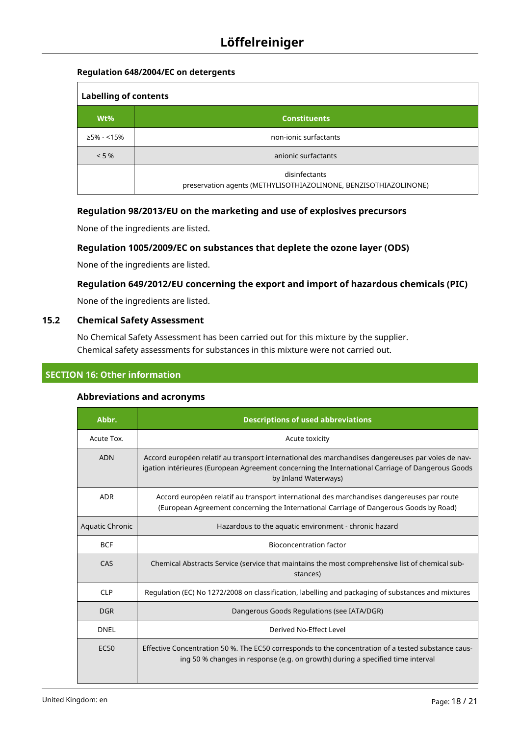### Regulation 648/2004/EC on detergents

| Labelling of contents | |
|---|---|
| **Wt%** | **Constituents** |
| ≥5% - <15% | non-ionic surfactants |
| < 5 % | anionic surfactants |
| | disinfectants<br>preservation agents (METHYLISOTHIAZOLINONE, BENZISOTHIAZOLINONE) |

### Regulation 98/2013/EU on the marketing and use of explosives precursors

None of the ingredients are listed.

### Regulation 1005/2009/EC on substances that deplete the ozone layer (ODS)

None of the ingredients are listed.

### Regulation 649/2012/EU concerning the export and import of hazardous chemicals (PIC)

None of the ingredients are listed.

## 15.2 Chemical Safety Assessment

No Chemical Safety Assessment has been carried out for this mixture by the supplier.
Chemical safety assessments for substances in this mixture were not carried out.

## SECTION 16: Other information

### Abbreviations and acronyms

| Abbr. | Descriptions of used abbreviations |
|---|---|
| Acute Tox. | Acute toxicity |
| ADN | Accord européen relatif au transport international des marchandises dangereuses par voies de navigation intérieures (European Agreement concerning the International Carriage of Dangerous Goods by Inland Waterways) |
| ADR | Accord européen relatif au transport international des marchandises dangereuses par route (European Agreement concerning the International Carriage of Dangerous Goods by Road) |
| Aquatic Chronic | Hazardous to the aquatic environment - chronic hazard |
| BCF | Bioconcentration factor |
| CAS | Chemical Abstracts Service (service that maintains the most comprehensive list of chemical substances) |
| CLP | Regulation (EC) No 1272/2008 on classification, labelling and packaging of substances and mixtures |
| DGR | Dangerous Goods Regulations (see IATA/DGR) |
| DNEL | Derived No-Effect Level |
| EC50 | Effective Concentration 50 %. The EC50 corresponds to the concentration of a tested substance causing 50 % changes in response (e.g. on growth) during a specified time interval |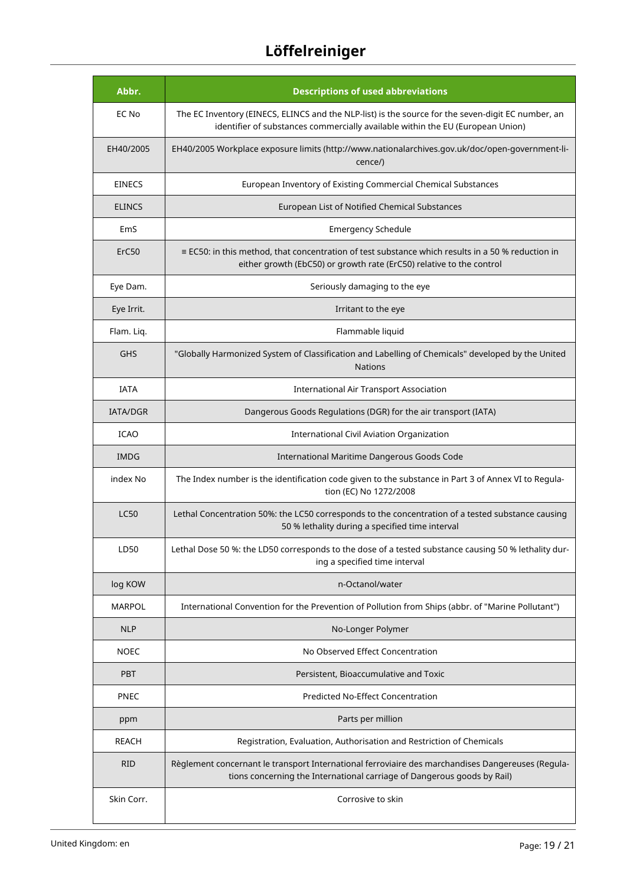| Abbr. | Descriptions of used abbreviations |
|---|---|
| EC No | The EC Inventory (EINECS, ELINCS and the NLP-list) is the source for the seven-digit EC number, an identifier of substances commercially available within the EU (European Union) |
| EH40/2005 | EH40/2005 Workplace exposure limits (http://www.nationalarchives.gov.uk/doc/open-government-licence/) |
| EINECS | European Inventory of Existing Commercial Chemical Substances |
| ELINCS | European List of Notified Chemical Substances |
| EmS | Emergency Schedule |
| ErC50 | ≡ EC50: in this method, that concentration of test substance which results in a 50 % reduction in either growth (EbC50) or growth rate (ErC50) relative to the control |
| Eye Dam. | Seriously damaging to the eye |
| Eye Irrit. | Irritant to the eye |
| Flam. Liq. | Flammable liquid |
| GHS | "Globally Harmonized System of Classification and Labelling of Chemicals" developed by the United Nations |
| IATA | International Air Transport Association |
| IATA/DGR | Dangerous Goods Regulations (DGR) for the air transport (IATA) |
| ICAO | International Civil Aviation Organization |
| IMDG | International Maritime Dangerous Goods Code |
| index No | The Index number is the identification code given to the substance in Part 3 of Annex VI to Regulation (EC) No 1272/2008 |
| LC50 | Lethal Concentration 50%: the LC50 corresponds to the concentration of a tested substance causing 50 % lethality during a specified time interval |
| LD50 | Lethal Dose 50 %: the LD50 corresponds to the dose of a tested substance causing 50 % lethality during a specified time interval |
| log KOW | n-Octanol/water |
| MARPOL | International Convention for the Prevention of Pollution from Ships (abbr. of "Marine Pollutant") |
| NLP | No-Longer Polymer |
| NOEC | No Observed Effect Concentration |
| PBT | Persistent, Bioaccumulative and Toxic |
| PNEC | Predicted No-Effect Concentration |
| ppm | Parts per million |
| REACH | Registration, Evaluation, Authorisation and Restriction of Chemicals |
| RID | Règlement concernant le transport International ferroviaire des marchandises Dangereuses (Regulations concerning the International carriage of Dangerous goods by Rail) |
| Skin Corr. | Corrosive to skin |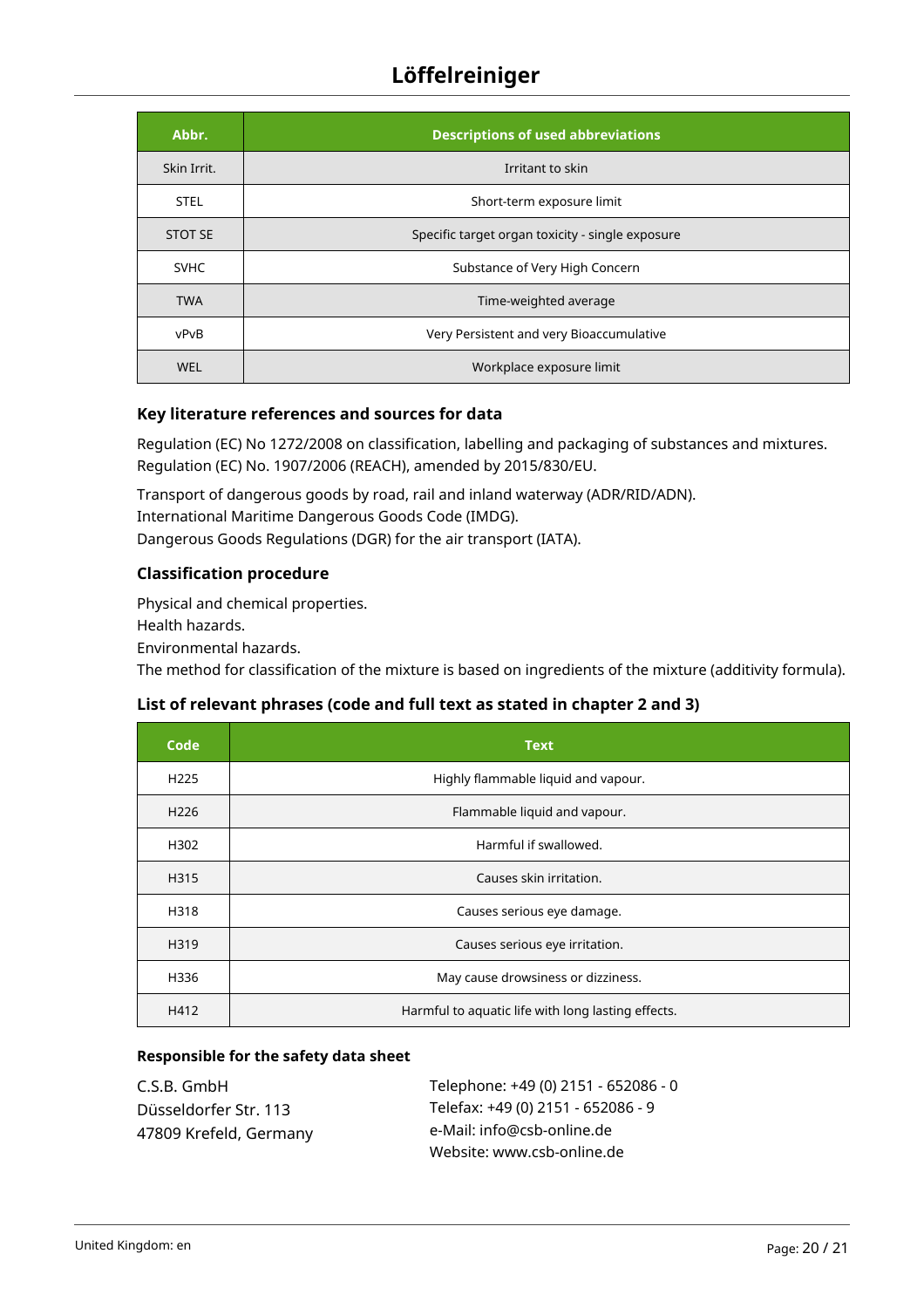| Abbr. | Descriptions of used abbreviations |
|---|---|
| Skin Irrit. | Irritant to skin |
| STEL | Short-term exposure limit |
| STOT SE | Specific target organ toxicity - single exposure |
| SVHC | Substance of Very High Concern |
| TWA | Time-weighted average |
| vPvB | Very Persistent and very Bioaccumulative |
| WEL | Workplace exposure limit |

### Key literature references and sources for data

Regulation (EC) No 1272/2008 on classification, labelling and packaging of substances and mixtures.
Regulation (EC) No. 1907/2006 (REACH), amended by 2015/830/EU.

Transport of dangerous goods by road, rail and inland waterway (ADR/RID/ADN).
International Maritime Dangerous Goods Code (IMDG).
Dangerous Goods Regulations (DGR) for the air transport (IATA).

### Classification procedure

Physical and chemical properties.
Health hazards.
Environmental hazards.
The method for classification of the mixture is based on ingredients of the mixture (additivity formula).

### List of relevant phrases (code and full text as stated in chapter 2 and 3)

| Code | Text |
|---|---|
| H225 | Highly flammable liquid and vapour. |
| H226 | Flammable liquid and vapour. |
| H302 | Harmful if swallowed. |
| H315 | Causes skin irritation. |
| H318 | Causes serious eye damage. |
| H319 | Causes serious eye irritation. |
| H336 | May cause drowsiness or dizziness. |
| H412 | Harmful to aquatic life with long lasting effects. |

### Responsible for the safety data sheet

C.S.B. GmbH
Düsseldorfer Str. 113
47809 Krefeld, Germany

Telephone: +49 (0) 2151 - 652086 - 0
Telefax: +49 (0) 2151 - 652086 - 9
e-Mail: info@csb-online.de
Website: www.csb-online.de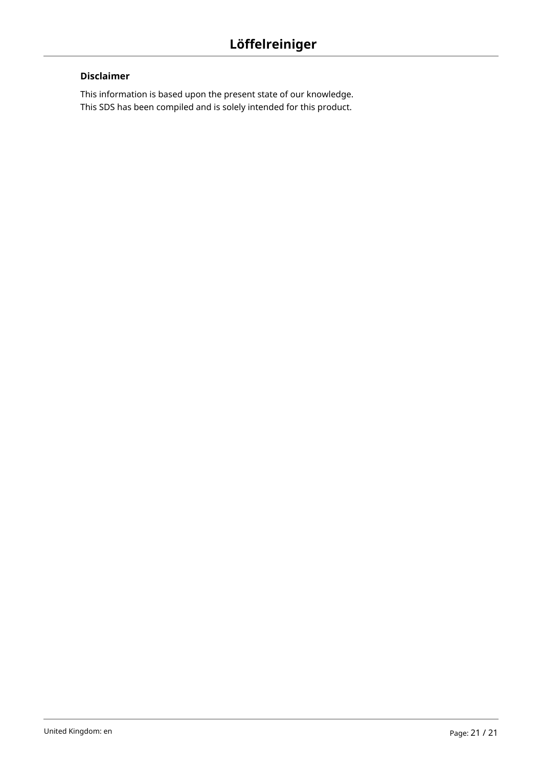### Disclaimer

This information is based upon the present state of our knowledge.
This SDS has been compiled and is solely intended for this product.